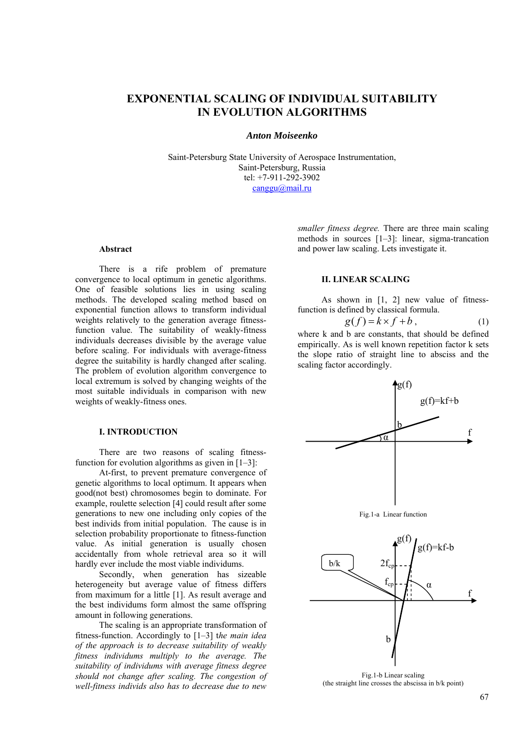# EXPONENTIAL SCALING OF INDIVIDUAL SUITABILITY IN EVOLUTION ALGORITHMS

***Anton Moiseenko***

Saint-Petersburg State University of Aerospace Instrumentation,
Saint-Petersburg, Russia
tel: +7-911-292-3902
canggu@mail.ru

### Abstract

There is a rife problem of premature convergence to local optimum in genetic algorithms. One of feasible solutions lies in using scaling methods. The developed scaling method based on exponential function allows to transform individual weights relatively to the generation average fitness-function value. The suitability of weakly-fitness individuals decreases divisible by the average value before scaling. For individuals with average-fitness degree the suitability is hardly changed after scaling. The problem of evolution algorithm convergence to local extremum is solved by changing weights of the most suitable individuals in comparison with new weights of weakly-fitness ones.

## I. INTRODUCTION

There are two reasons of scaling fitness-function for evolution algorithms as given in [1–3]:

At-first, to prevent premature convergence of genetic algorithms to local optimum. It appears when good(not best) chromosomes begin to dominate. For example, roulette selection [4] could result after some generations to new one including only copies of the best individs from initial population. The cause is in selection probability proportionate to fitness-function value. As initial generation is usually chosen accidentally from whole retrieval area so it will hardly ever include the most viable individums.

Secondly, when generation has sizeable heterogeneity but average value of fitness differs from maximum for a little [1]. As result average and the best individums form almost the same offspring amount in following generations.

The scaling is an appropriate transformation of fitness-function. Accordingly to [1–3] t*he main idea of the approach is to decrease suitability of weakly fitness individumns multiply to the average. The suitability of individums with average fitness degree should not change after scaling. The congestion of well-fitness individs also has to decrease due to new smaller fitness degree.* There are three main scaling methods in sources [1–3]: linear, sigma-trancation and power law scaling. Lets investigate it.

## II. LINEAR SCALING

As shown in [1, 2] new value of fitness-function is defined by classical formula.

$$g(f) = k \times f + b\,, \qquad (1)$$

where k and b are constants, that should be defined empirically. As is well known repetition factor k sets the slope ratio of straight line to absciss and the scaling factor accordingly.

Fig.1-a Linear function

Fig.1-b Linear scaling
(the straight line crosses the abscissa in b/k point)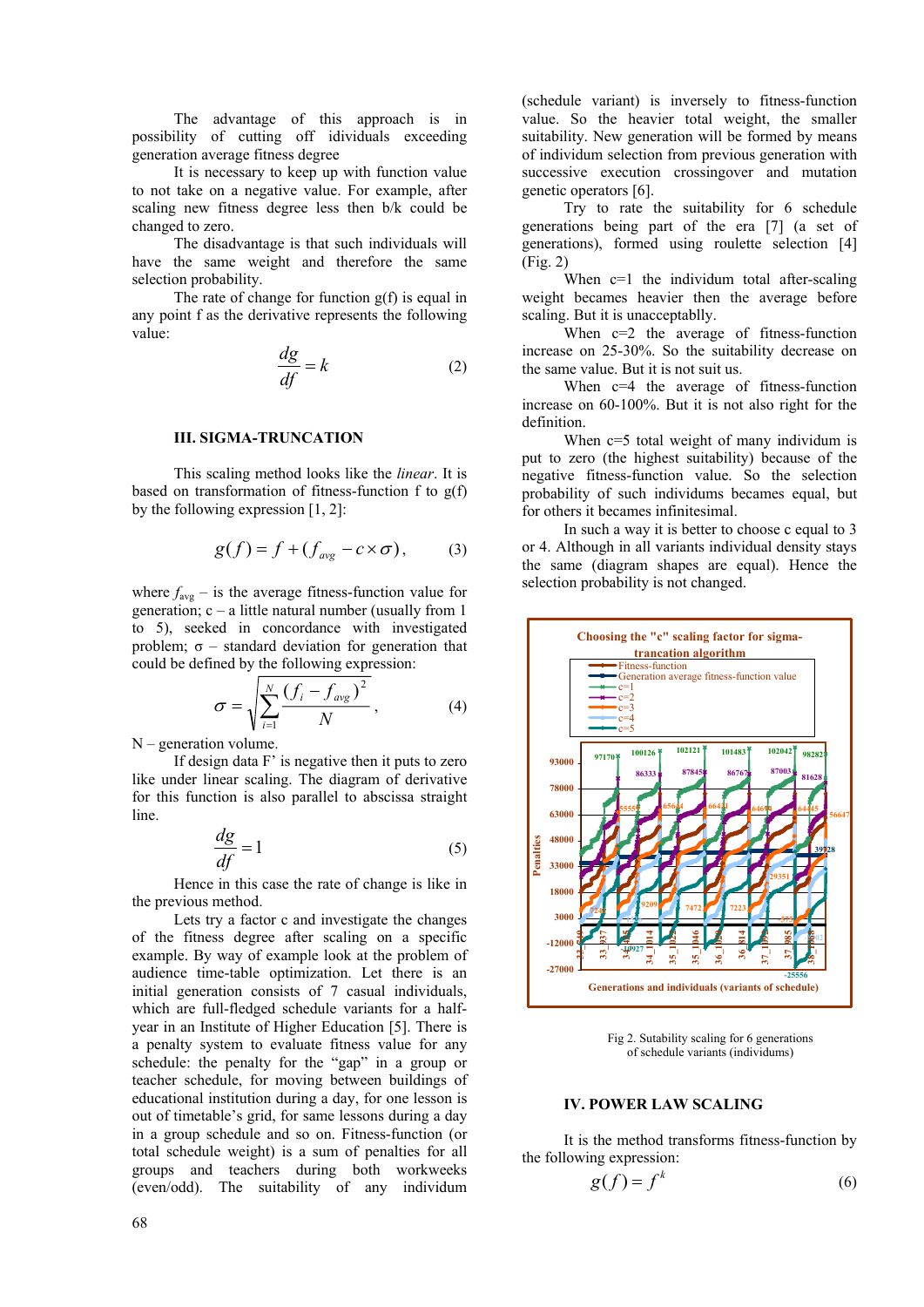The advantage of this approach is in possibility of cutting off idividuals exceeding generation average fitness degree

It is necessary to keep up with function value to not take on a negative value. For example, after scaling new fitness degree less then b/k could be changed to zero.

The disadvantage is that such individuals will have the same weight and therefore the same selection probability.

The rate of change for function g(f) is equal in any point f as the derivative represents the following value:

$$\frac{dg}{df} = k \tag{2}$$

### III. SIGMA-TRUNCATION

This scaling method looks like the *linear*. It is based on transformation of fitness-function f to g(f) by the following expression [1, 2]:

$$g(f) = f + (f_{avg} - c \times \sigma), \tag{3}$$

where $f_{avg}$ – is the average fitness-function value for generation; c – a little natural number (usually from 1 to 5), seeked in concordance with investigated problem; σ – standard deviation for generation that could be defined by the following expression:

$$\sigma = \sqrt{\sum_{i=1}^{N} \frac{(f_i - f_{avg})^2}{N}}, \tag{4}$$

N – generation volume.

If design data F' is negative then it puts to zero like under linear scaling. The diagram of derivative for this function is also parallel to abscissa straight line.

$$\frac{dg}{df} = 1 \tag{5}$$

Hence in this case the rate of change is like in the previous method.

Lets try a factor c and investigate the changes of the fitness degree after scaling on a specific example. By way of example look at the problem of audience time-table optimization. Let there is an initial generation consists of 7 casual individuals, which are full-fledged schedule variants for a half-year in an Institute of Higher Education [5]. There is a penalty system to evaluate fitness value for any schedule: the penalty for the "gap" in a group or teacher schedule, for moving between buildings of educational institution during a day, for one lesson is out of timetable's grid, for same lessons during a day in a group schedule and so on. Fitness-function (or total schedule weight) is a sum of penalties for all groups and teachers during both workweeks (even/odd). The suitability of any individum (schedule variant) is inversely to fitness-function value. So the heavier total weight, the smaller suitability. New generation will be formed by means of individum selection from previous generation with successive execution crossingover and mutation genetic operators [6].

Try to rate the suitability for 6 schedule generations being part of the era [7] (a set of generations), formed using roulette selection [4] (Fig. 2)

When c=1 the individum total after-scaling weight becames heavier then the average before scaling. But it is unacceptablly.

When c=2 the average of fitness-function increase on 25-30%. So the suitability decrease on the same value. But it is not suit us.

When c=4 the average of fitness-function increase on 60-100%. But it is not also right for the definition.

When c=5 total weight of many individum is put to zero (the highest suitability) because of the negative fitness-function value. So the selection probability of such individums becames equal, but for others it becames infinitesimal.

In such a way it is better to choose c equal to 3 or 4. Although in all variants individual density stays the same (diagram shapes are equal). Hence the selection probability is not changed.

Fig 2. Sutability scaling for 6 generations of schedule variants (individums)

### IV. POWER LAW SCALING

It is the method transforms fitness-function by the following expression:

$$g(f) = f^k \tag{6}$$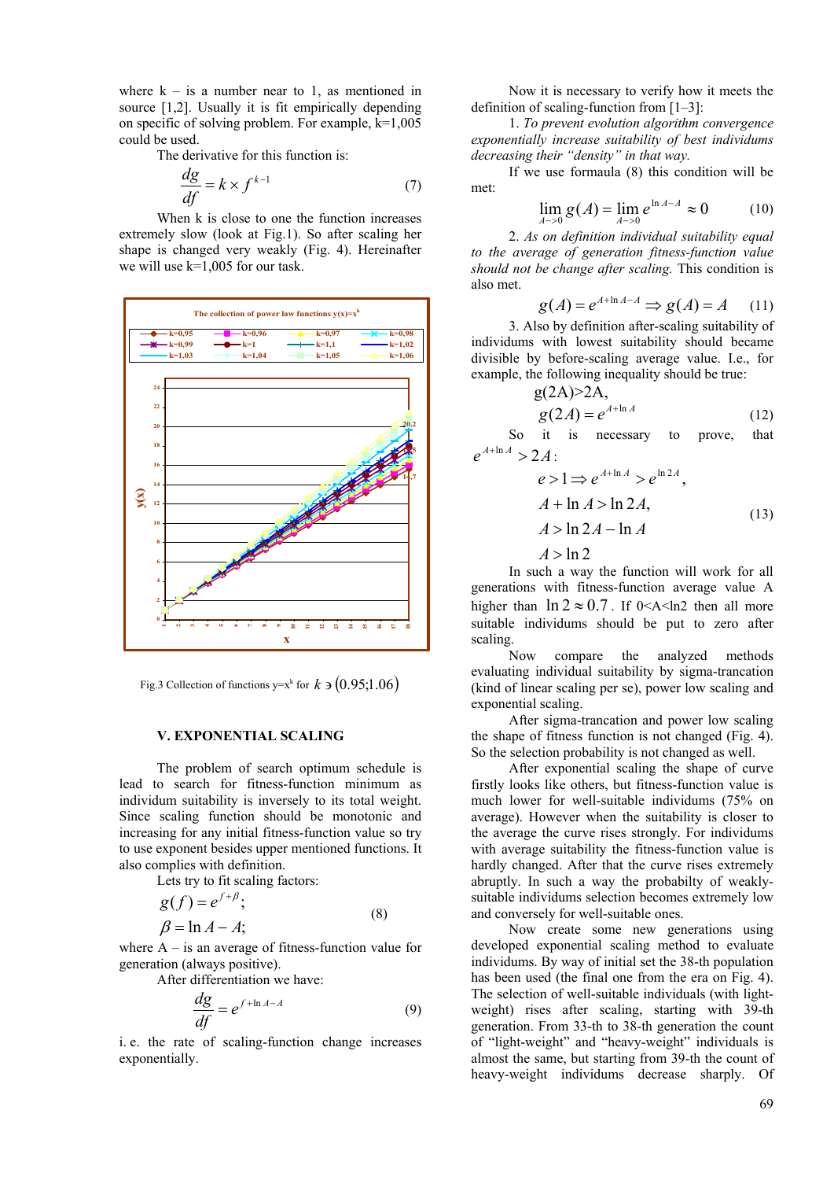where k – is a number near to 1, as mentioned in source [1,2]. Usually it is fit empirically depending on specific of solving problem. For example, k=1,005 could be used.

The derivative for this function is:

$$\frac{dg}{df} = k \times f^{k-1} \quad (7)$$

When k is close to one the function increases extremely slow (look at Fig.1). So after scaling her shape is changed very weakly (Fig. 4). Hereinafter we will use k=1,005 for our task.

Fig.3 Collection of functions y=x$^k$ for $k \ni (0.95;1.06)$

## V. EXPONENTIAL SCALING

The problem of search optimum schedule is lead to search for fitness-function minimum as individum suitability is inversely to its total weight. Since scaling function should be monotonic and increasing for any initial fitness-function value so try to use exponent besides upper mentioned functions. It also complies with definition.

Lets try to fit scaling factors:

$$g(f) = e^{f+\beta}; \quad \beta = \ln A - A; \quad (8)$$

where A – is an average of fitness-function value for generation (always positive).

After differentiation we have:

$$\frac{dg}{df} = e^{f+\ln A - A} \quad (9)$$

i. e. the rate of scaling-function change increases exponentially.

Now it is necessary to verify how it meets the definition of scaling-function from [1–3]:

1. *To prevent evolution algorithm convergence exponentially increase suitability of best individums decreasing their "density" in that way.*

If we use formaula (8) this condition will be met:

$$\lim_{A->0} g(A) = \lim_{A->0} e^{\ln A - A} \approx 0 \quad (10)$$

2. *As on definition individual suitability equal to the average of generation fitness-function value should not be change after scaling.* This condition is also met.

$$g(A) = e^{A+\ln A - A} \Rightarrow g(A) = A \quad (11)$$

3. Also by definition after-scaling suitability of individums with lowest suitability should became divisible by before-scaling average value. I.e., for example, the following inequality should be true:

$$g(2A)>2A, \quad g(2A) = e^{A+\ln A} \quad (12)$$

So it is necessary to prove, that $e^{A+\ln A} > 2A$:

$$e > 1 \Rightarrow e^{A+\ln A} > e^{\ln 2A}, \quad A + \ln A > \ln 2A, \quad A > \ln 2A - \ln A, \quad A > \ln 2 \quad (13)$$

In such a way the function will work for all generations with fitness-function average value A higher than $\ln 2 \approx 0.7$. If 0<A<ln2 then all more suitable individums should be put to zero after scaling.

Now compare the analyzed methods evaluating individual suitability by sigma-trancation (kind of linear scaling per se), power low scaling and exponential scaling.

After sigma-trancation and power low scaling the shape of fitness function is not changed (Fig. 4). So the selection probability is not changed as well.

After exponential scaling the shape of curve firstly looks like others, but fitness-function value is much lower for well-suitable individums (75% on average). However when the suitability is closer to the average the curve rises strongly. For individums with average suitability the fitness-function value is hardly changed. After that the curve rises extremely abruptly. In such a way the probabilty of weakly-suitable individums selection becomes extremely low and conversely for well-suitable ones.

Now create some new generations using developed exponential scaling method to evaluate individums. By way of initial set the 38-th population has been used (the final one from the era on Fig. 4). The selection of well-suitable individuals (with light-weight) rises after scaling, starting with 39-th generation. From 33-th to 38-th generation the count of "light-weight" and "heavy-weight" individuums is almost the same, but starting from 39-th the count of heavy-weight individuums decrease sharply. Of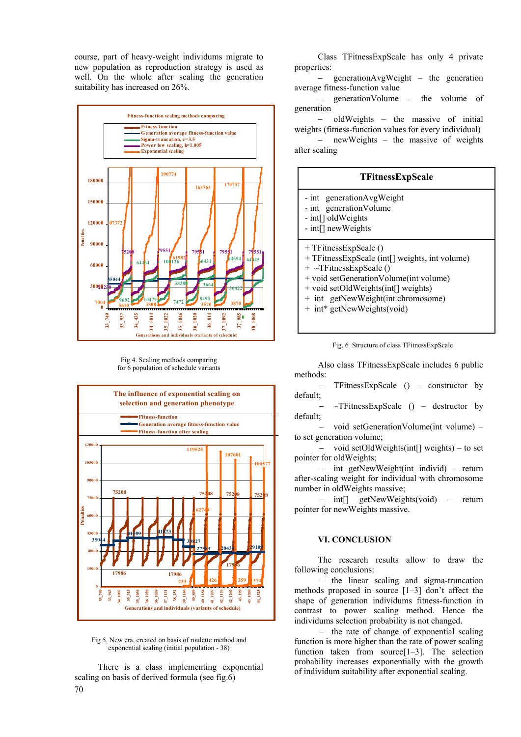course, part of heavy-weight individuums migrate to new population as reproduction strategy is used as well. On the whole after scaling the generation suitability has increased on 26%.

Fig 4. Scaling methods comparing for 6 population of schedule variants

Fig 5. New era, created on basis of roulette method and exponential scaling (initial population - 38)

There is a class implementing exponential scaling on basis of derived formula (see fig.6)

Class TFitnessExpScale has only 4 private properties:

– generationAvgWeight – the generation average fitness-function value

– generationVolume – the volume of generation

– oldWeights – the massive of initial weights (fitness-function values for every individual)

– newWeights – the massive of weights after scaling

| TFitnessExpScale |
|---|
| - int generationAvgWeight<br>- int generationVolume<br>- int[] oldWeights<br>- int[] newWeights |
| + TFitnessExpScale ()<br>+ TFitnessExpScale (int[] weights, int volume)<br>+ ~TFitnessExpScale ()<br>+ void setGenerationVolume(int volume)<br>+ void setOldWeights(int[] weights)<br>+ int getNewWeight(int chromosome)<br>+ int* getNewWeights(void) |

Fig. 6 Structure of class TFitnessExpScale

Also class TFitnessExpScale includes 6 public methods:

– TFitnessExpScale () – constructor by default;

– ~TFitnessExpScale () – destructor by default;

– void setGenerationVolume(int volume) – to set generation volume;

– void setOldWeights(int[] weights) – to set pointer for oldWeights;

– int getNewWeight(int individ) – return after-scaling weight for individual with chromosome number in oldWeights massive;

– int[] getNewWeights(void) – return pointer for newWeights massive.

## VI. CONCLUSION

The research results allow to draw the following conclusions:

– the linear scaling and sigma-truncation methods proposed in source [1–3] don't affect the shape of generation individums fitness-function in contrast to power scaling method. Hence the individums selection probability is not changed.

– the rate of change of exponential scaling function is more higher than the rate of power scaling function taken from source[1–3]. The selection probability increases exponentially with the growth of individum suitability after exponential scaling.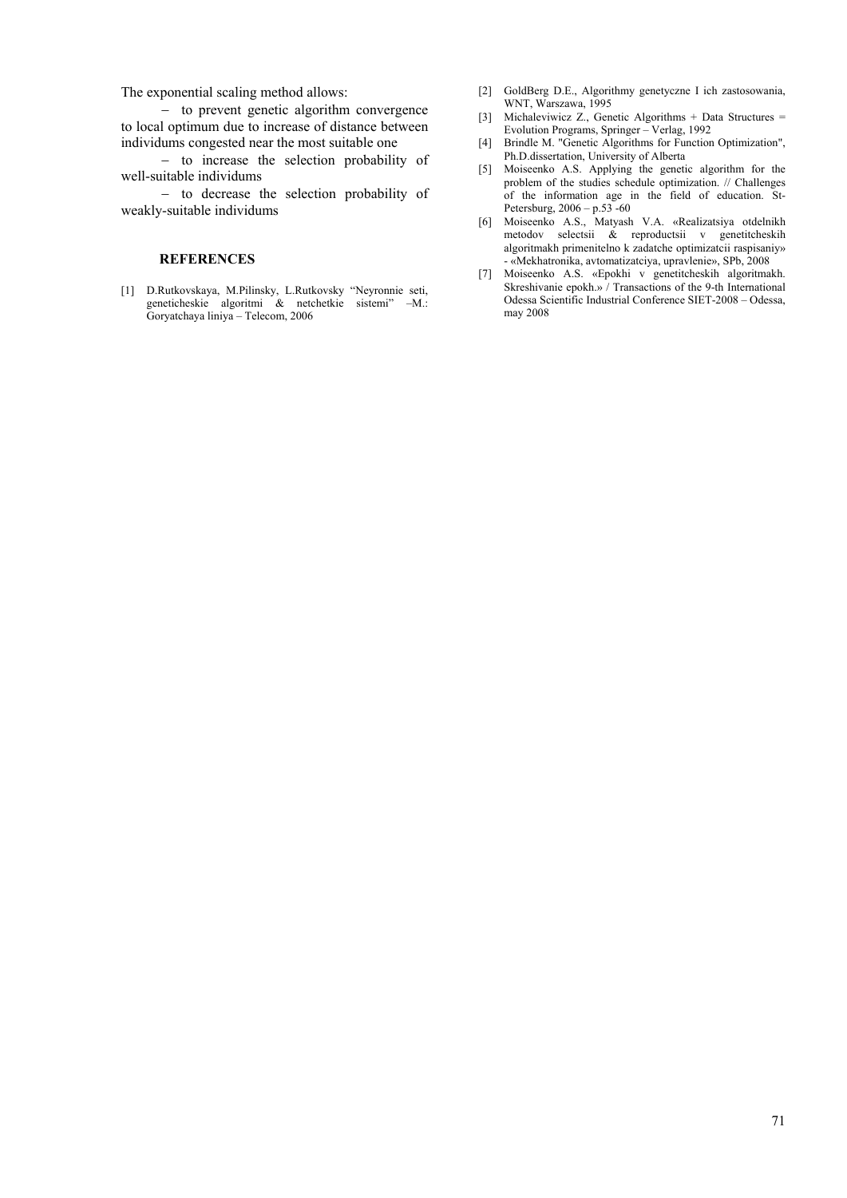The exponential scaling method allows:

– to prevent genetic algorithm convergence to local optimum due to increase of distance between individums congested near the most suitable one

– to increase the selection probability of well-suitable individums

– to decrease the selection probability of weakly-suitable individums

## REFERENCES

[1] D.Rutkovskaya, M.Pilinsky, L.Rutkovsky "Neyronnie seti, geneticheskie algoritmi & netchetkie sistemi" –M.: Goryatchaya liniya – Telecom, 2006

[2] GoldBerg D.E., Algorithmy genetyczne I ich zastosowania, WNT, Warszawa, 1995

[3] Michaleviwicz Z., Genetic Algorithms + Data Structures = Evolution Programs, Springer – Verlag, 1992

[4] Brindle M. "Genetic Algorithms for Function Optimization", Ph.D.dissertation, University of Alberta

[5] Moiseenko A.S. Applying the genetic algorithm for the problem of the studies schedule optimization. // Challenges of the information age in the field of education. St-Petersburg, 2006 – p.53 -60

[6] Moiseenko A.S., Matyash V.A. «Realizatsiya otdelnikh metodov selectsii & reproductsii v genetitcheskih algoritmakh primenitelno k zadatche optimizatcii raspisaniy» - «Mekhatronika, avtomatizatciya, upravlenie», SPb, 2008

[7] Moiseenko A.S. «Epokhi v genetitcheskih algoritmakh. Skreshivanie epokh.» / Transactions of the 9-th International Odessa Scientific Industrial Conference SIET-2008 – Odessa, may 2008